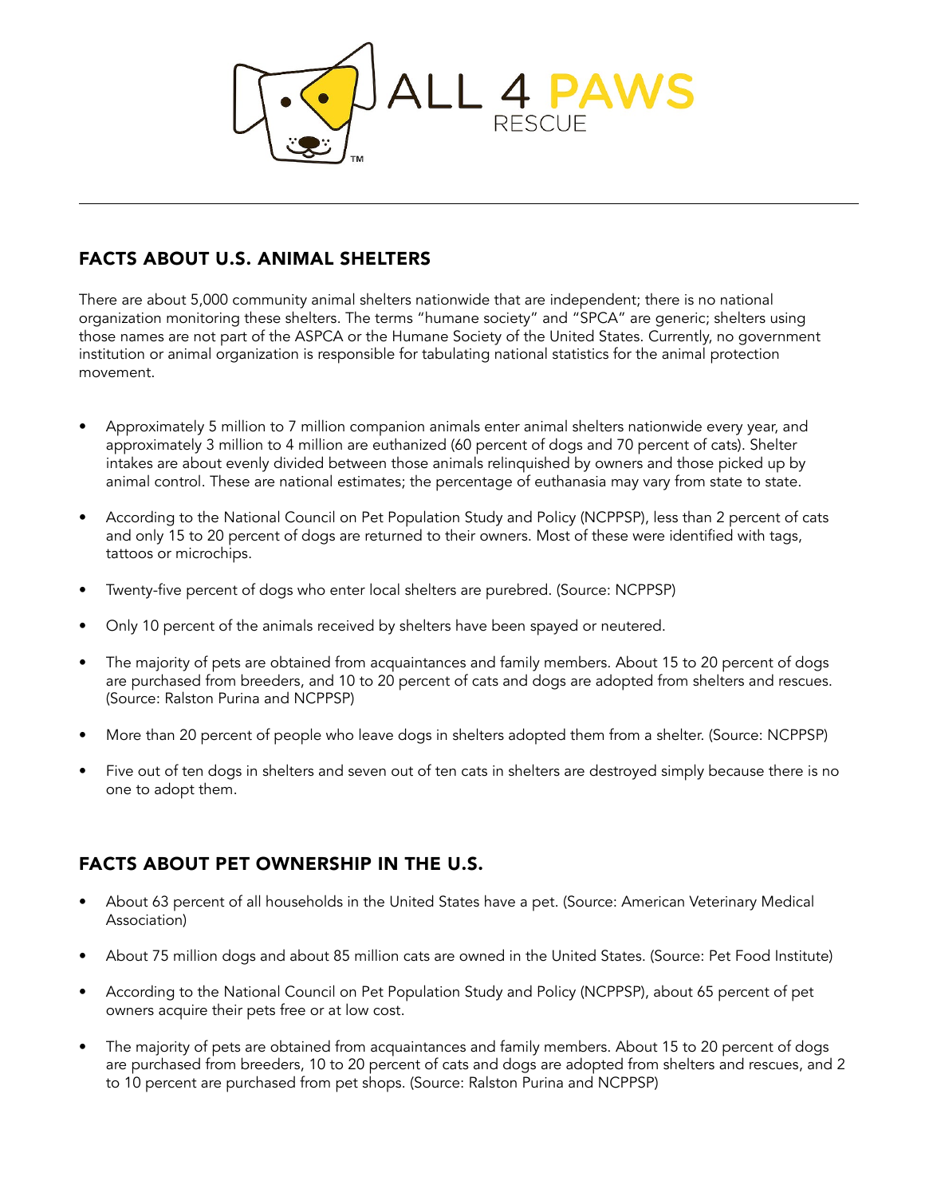ALL 4 PAWS RESCUE

## FACTS ABOUT U.S. ANIMAL SHELTERS

There are about 5,000 community animal shelters nationwide that are independent; there is no national organization monitoring these shelters. The terms “humane society” and “SPCA” are generic; shelters using those names are not part of the ASPCA or the Humane Society of the United States. Currently, no government institution or animal organization is responsible for tabulating national statistics for the animal protection movement.

- Approximately 5 million to 7 million companion animals enter animal shelters nationwide every year, and approximately 3 million to 4 million are euthanized (60 percent of dogs and 70 percent of cats). Shelter intakes are about evenly divided between those animals relinquished by owners and those picked up by animal control. These are national estimates; the percentage of euthanasia may vary from state to state.
- According to the National Council on Pet Population Study and Policy (NCPPSP), less than 2 percent of cats and only 15 to 20 percent of dogs are returned to their owners. Most of these were identified with tags, tattoos or microchips.
- Twenty-five percent of dogs who enter local shelters are purebred. (Source: NCPPSP)
- Only 10 percent of the animals received by shelters have been spayed or neutered.
- The majority of pets are obtained from acquaintances and family members. About 15 to 20 percent of dogs are purchased from breeders, and 10 to 20 percent of cats and dogs are adopted from shelters and rescues. (Source: Ralston Purina and NCPPSP)
- More than 20 percent of people who leave dogs in shelters adopted them from a shelter. (Source: NCPPSP)
- Five out of ten dogs in shelters and seven out of ten cats in shelters are destroyed simply because there is no one to adopt them.

## FACTS ABOUT PET OWNERSHIP IN THE U.S.

- About 63 percent of all households in the United States have a pet. (Source: American Veterinary Medical Association)
- About 75 million dogs and about 85 million cats are owned in the United States. (Source: Pet Food Institute)
- According to the National Council on Pet Population Study and Policy (NCPPSP), about 65 percent of pet owners acquire their pets free or at low cost.
- The majority of pets are obtained from acquaintances and family members. About 15 to 20 percent of dogs are purchased from breeders, 10 to 20 percent of cats and dogs are adopted from shelters and rescues, and 2 to 10 percent are purchased from pet shops. (Source: Ralston Purina and NCPPSP)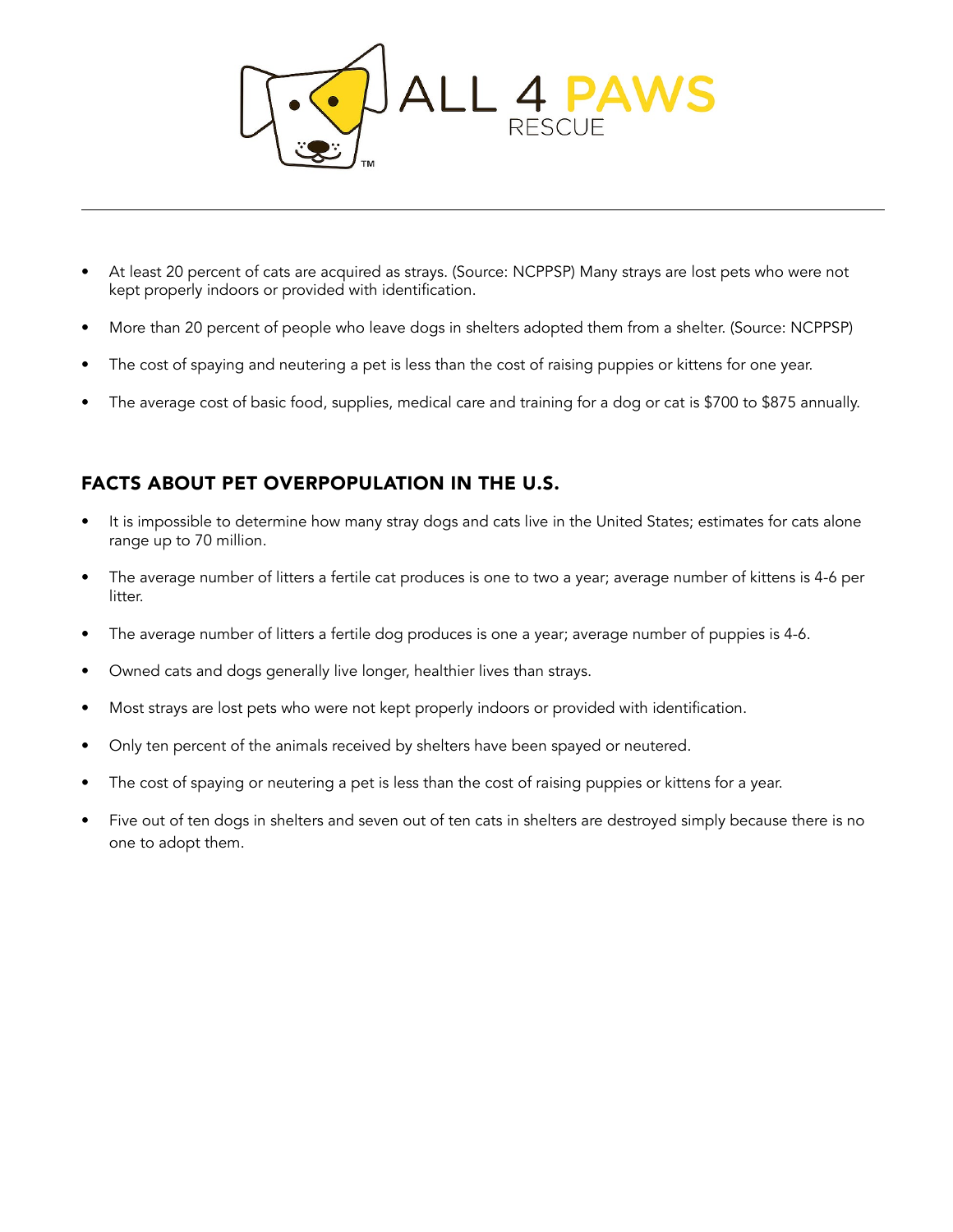ALL 4 PAWS RESCUE

- At least 20 percent of cats are acquired as strays. (Source: NCPPSP) Many strays are lost pets who were not kept properly indoors or provided with identification.
- More than 20 percent of people who leave dogs in shelters adopted them from a shelter. (Source: NCPPSP)
- The cost of spaying and neutering a pet is less than the cost of raising puppies or kittens for one year.
- The average cost of basic food, supplies, medical care and training for a dog or cat is $700 to $875 annually.

## FACTS ABOUT PET OVERPOPULATION IN THE U.S.

- It is impossible to determine how many stray dogs and cats live in the United States; estimates for cats alone range up to 70 million.
- The average number of litters a fertile cat produces is one to two a year; average number of kittens is 4-6 per litter.
- The average number of litters a fertile dog produces is one a year; average number of puppies is 4-6.
- Owned cats and dogs generally live longer, healthier lives than strays.
- Most strays are lost pets who were not kept properly indoors or provided with identification.
- Only ten percent of the animals received by shelters have been spayed or neutered.
- The cost of spaying or neutering a pet is less than the cost of raising puppies or kittens for a year.
- Five out of ten dogs in shelters and seven out of ten cats in shelters are destroyed simply because there is no one to adopt them.